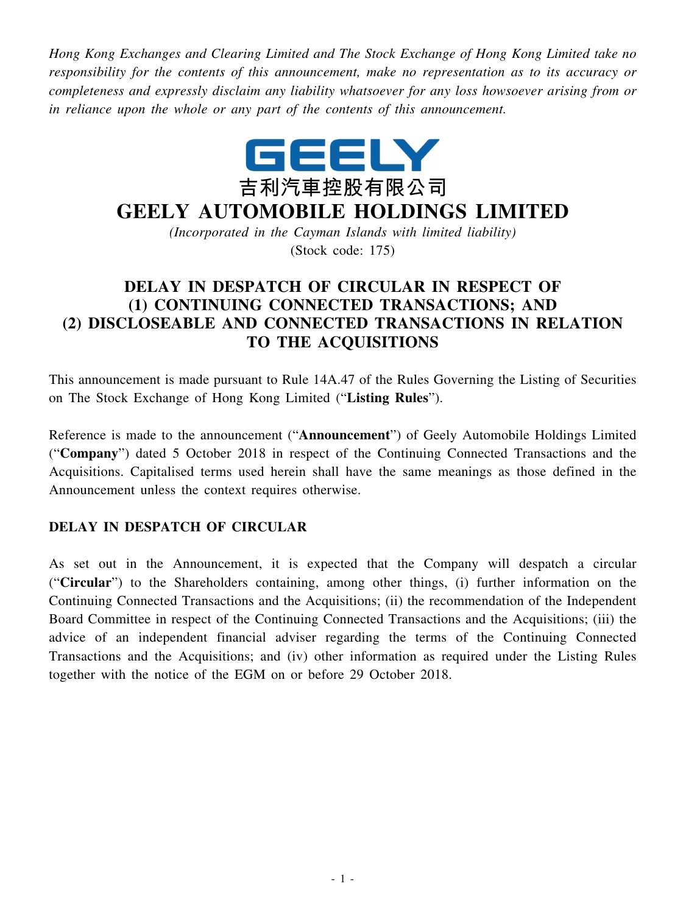*Hong Kong Exchanges and Clearing Limited and The Stock Exchange of Hong Kong Limited take no responsibility for the contents of this announcement, make no representation as to its accuracy or completeness and expressly disclaim any liability whatsoever for any loss howsoever arising from or in reliance upon the whole or any part of the contents of this announcement.*

GEELY

吉利汽車控股有限公司

# GEELY AUTOMOBILE HOLDINGS LIMITED

*(Incorporated in the Cayman Islands with limited liability)*

(Stock code: 175)

## DELAY IN DESPATCH OF CIRCULAR IN RESPECT OF (1) CONTINUING CONNECTED TRANSACTIONS; AND (2) DISCLOSEABLE AND CONNECTED TRANSACTIONS IN RELATION TO THE ACQUISITIONS

This announcement is made pursuant to Rule 14A.47 of the Rules Governing the Listing of Securities on The Stock Exchange of Hong Kong Limited ("**Listing Rules**").

Reference is made to the announcement ("**Announcement**") of Geely Automobile Holdings Limited ("**Company**") dated 5 October 2018 in respect of the Continuing Connected Transactions and the Acquisitions. Capitalised terms used herein shall have the same meanings as those defined in the Announcement unless the context requires otherwise.

### DELAY IN DESPATCH OF CIRCULAR

As set out in the Announcement, it is expected that the Company will despatch a circular ("**Circular**") to the Shareholders containing, among other things, (i) further information on the Continuing Connected Transactions and the Acquisitions; (ii) the recommendation of the Independent Board Committee in respect of the Continuing Connected Transactions and the Acquisitions; (iii) the advice of an independent financial adviser regarding the terms of the Continuing Connected Transactions and the Acquisitions; and (iv) other information as required under the Listing Rules together with the notice of the EGM on or before 29 October 2018.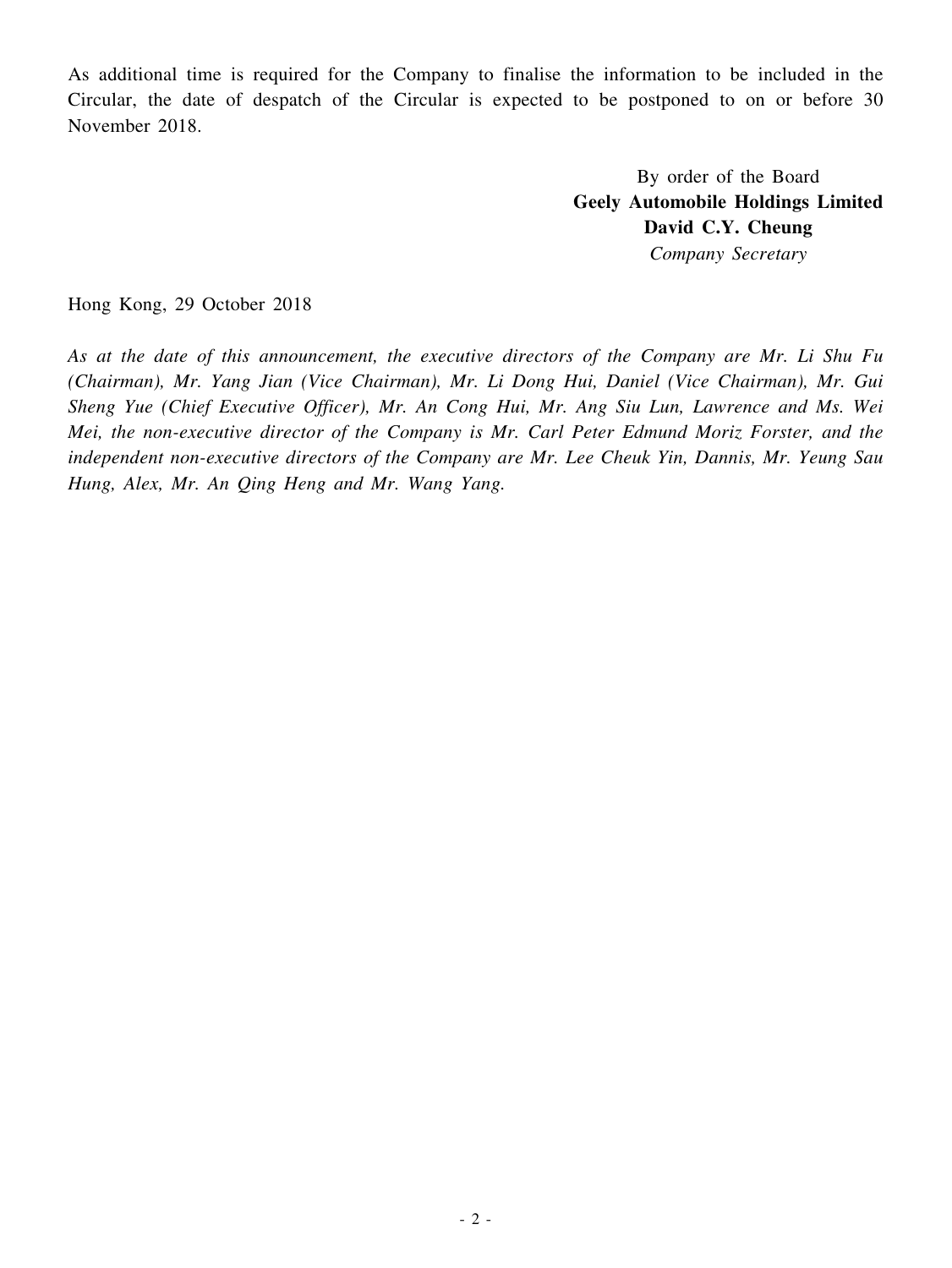As additional time is required for the Company to finalise the information to be included in the Circular, the date of despatch of the Circular is expected to be postponed to on or before 30 November 2018.

By order of the Board
**Geely Automobile Holdings Limited**
**David C.Y. Cheung**
*Company Secretary*

Hong Kong, 29 October 2018

*As at the date of this announcement, the executive directors of the Company are Mr. Li Shu Fu (Chairman), Mr. Yang Jian (Vice Chairman), Mr. Li Dong Hui, Daniel (Vice Chairman), Mr. Gui Sheng Yue (Chief Executive Officer), Mr. An Cong Hui, Mr. Ang Siu Lun, Lawrence and Ms. Wei Mei, the non-executive director of the Company is Mr. Carl Peter Edmund Moriz Forster, and the independent non-executive directors of the Company are Mr. Lee Cheuk Yin, Dannis, Mr. Yeung Sau Hung, Alex, Mr. An Qing Heng and Mr. Wang Yang.*